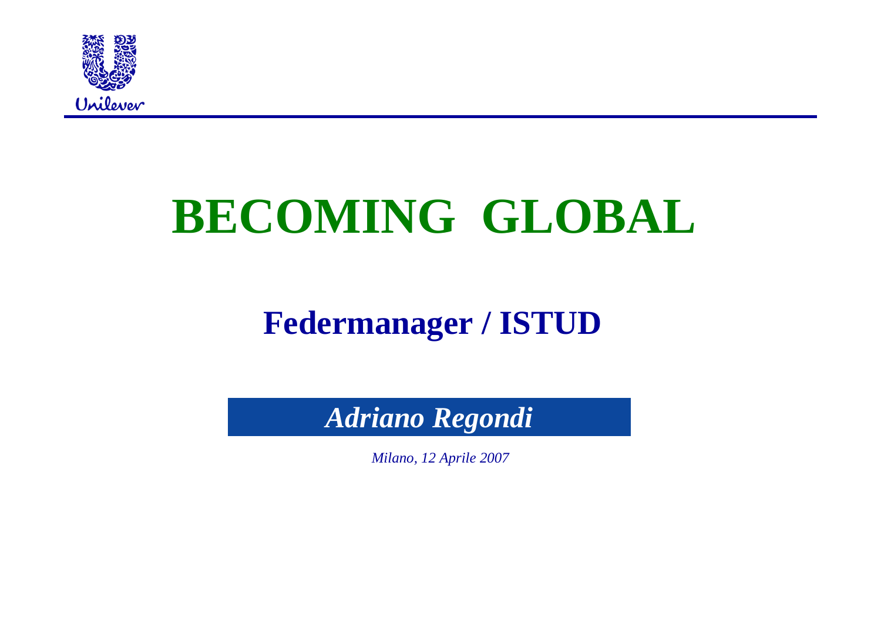Unilever

# BECOMING GLOBAL

## Federmanager / ISTUD

*Adriano Regondi*

*Milano, 12 Aprile 2007*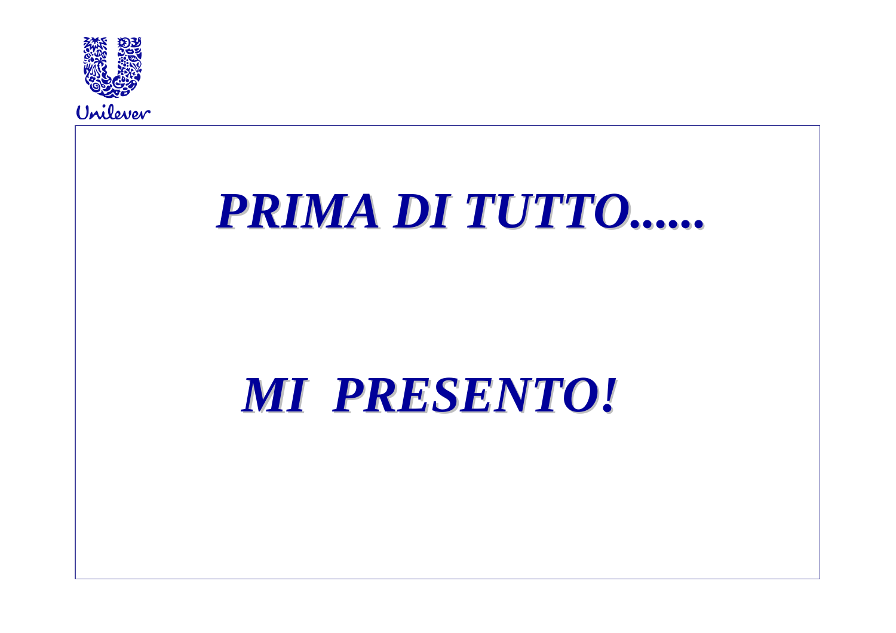# *PRIMA DI TUTTO......*

# *MI PRESENTO!*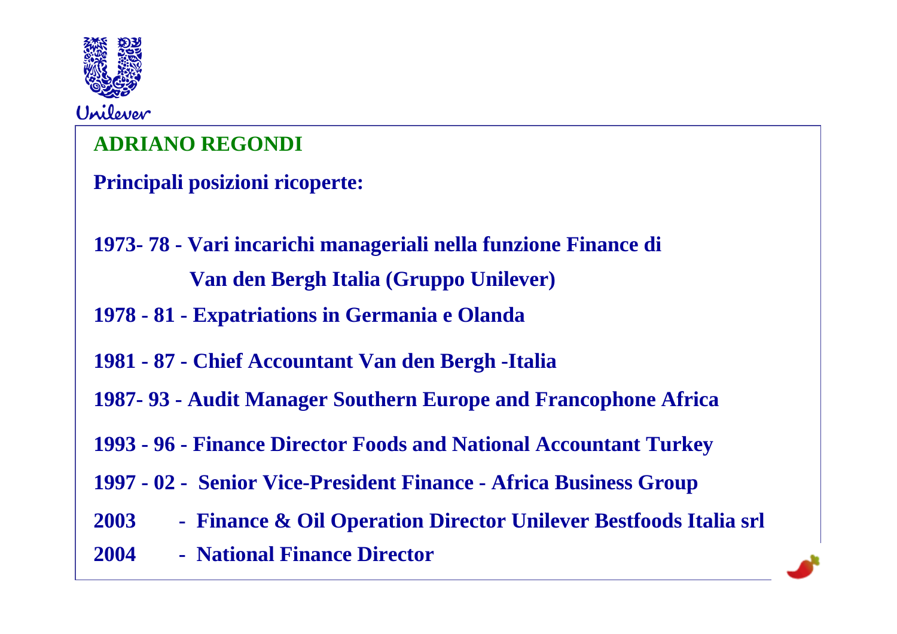## ADRIANO REGONDI

**Principali posizioni ricoperte:**

**1973- 78 - Vari incarichi manageriali nella funzione Finance di Van den Bergh Italia (Gruppo Unilever)**

**1978 - 81 - Expatriations in Germania e Olanda**

**1981 - 87 - Chief Accountant Van den Bergh -Italia**

**1987- 93 - Audit Manager Southern Europe and Francophone Africa**

**1993 - 96 - Finance Director Foods and National Accountant Turkey**

**1997 - 02 - Senior Vice-President Finance - Africa Business Group**

**2003 - Finance & Oil Operation Director Unilever Bestfoods Italia srl**

**2004 - National Finance Director**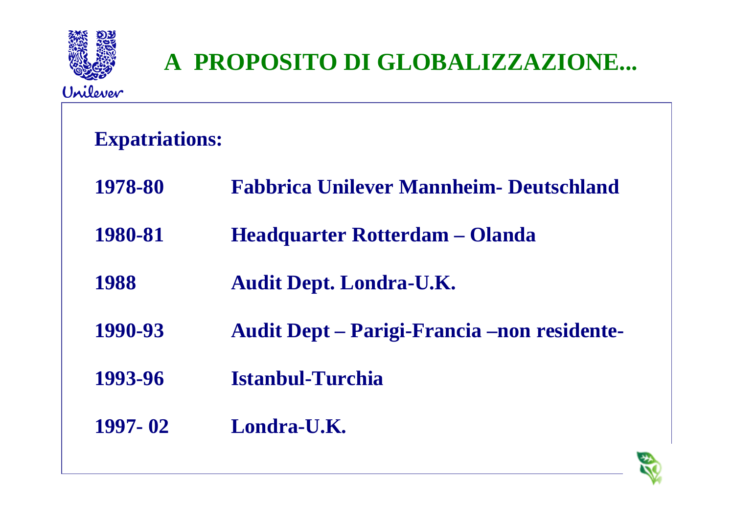# A PROPOSITO DI GLOBALIZZAZIONE...

**Expatriations:**

| | |
|---|---|
| **1978-80** | **Fabbrica Unilever Mannheim- Deutschland** |
| **1980-81** | **Headquarter Rotterdam – Olanda** |
| **1988** | **Audit Dept. Londra-U.K.** |
| **1990-93** | **Audit Dept – Parigi-Francia –non residente-** |
| **1993-96** | **Istanbul-Turchia** |
| **1997- 02** | **Londra-U.K.** |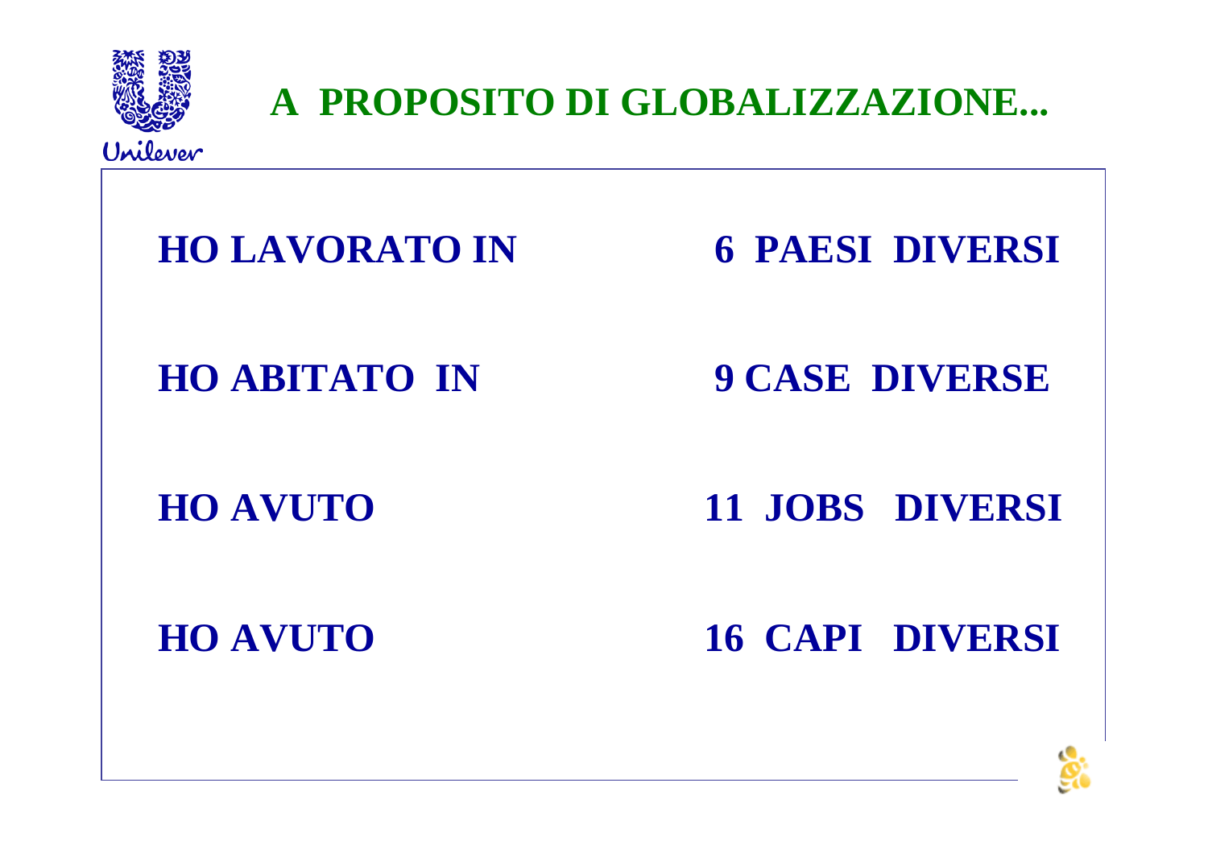# A PROPOSITO DI GLOBALIZZAZIONE...

| | |
|---|---|
| **HO LAVORATO IN** | **6 PAESI DIVERSI** |
| **HO ABITATO IN** | **9 CASE DIVERSE** |
| **HO AVUTO** | **11 JOBS DIVERSI** |
| **HO AVUTO** | **16 CAPI DIVERSI** |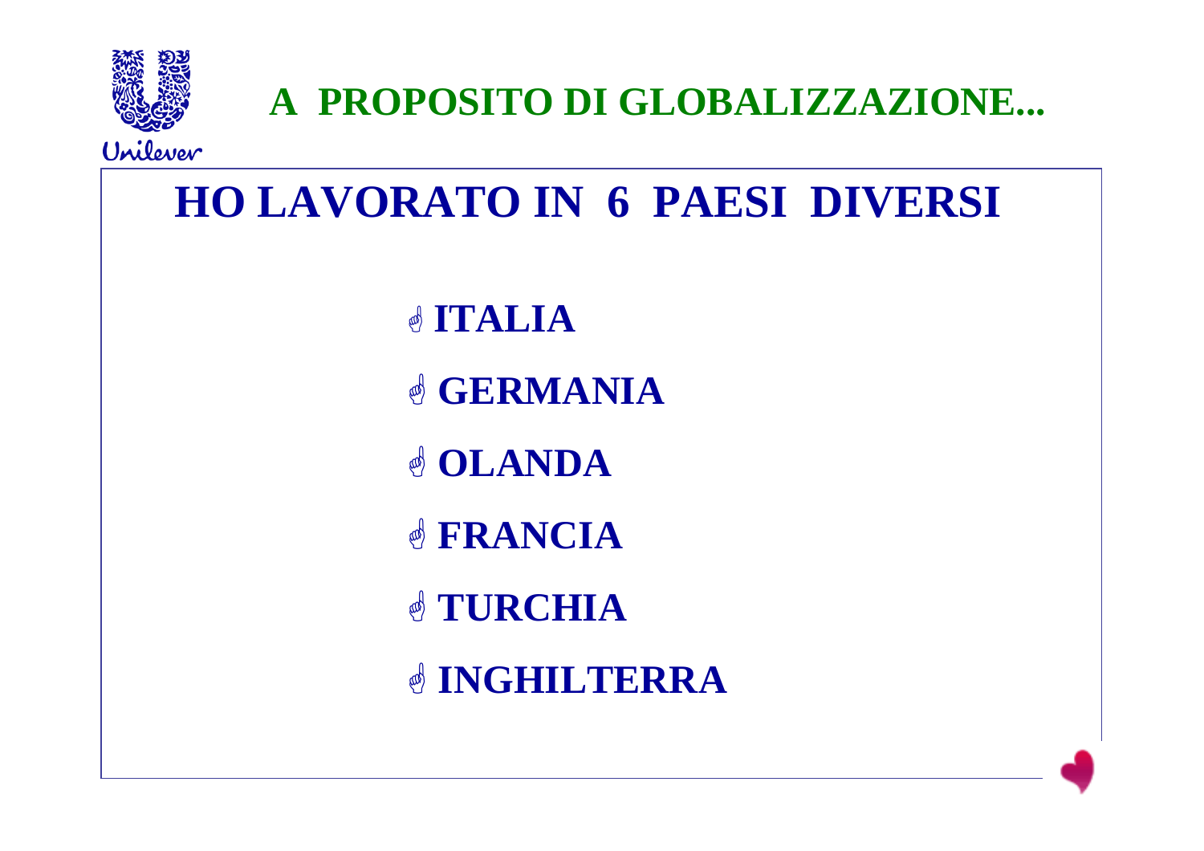# A PROPOSITO DI GLOBALIZZAZIONE...

## HO LAVORATO IN 6 PAESI DIVERSI

- ITALIA
- GERMANIA
- OLANDA
- FRANCIA
- TURCHIA
- INGHILTERRA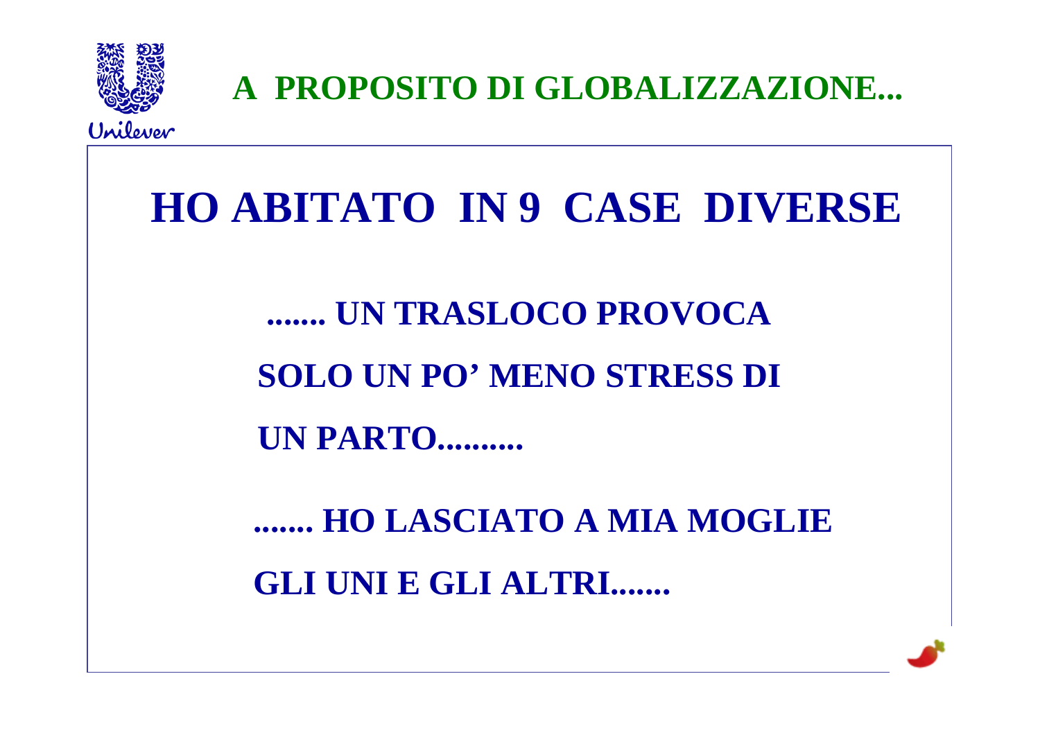# A PROPOSITO DI GLOBALIZZAZIONE...

## HO ABITATO IN 9 CASE DIVERSE

**....... UN TRASLOCO PROVOCA**

**SOLO UN PO' MENO STRESS DI**

**UN PARTO..........**

**....... HO LASCIATO A MIA MOGLIE**

**GLI UNI E GLI ALTRI.......**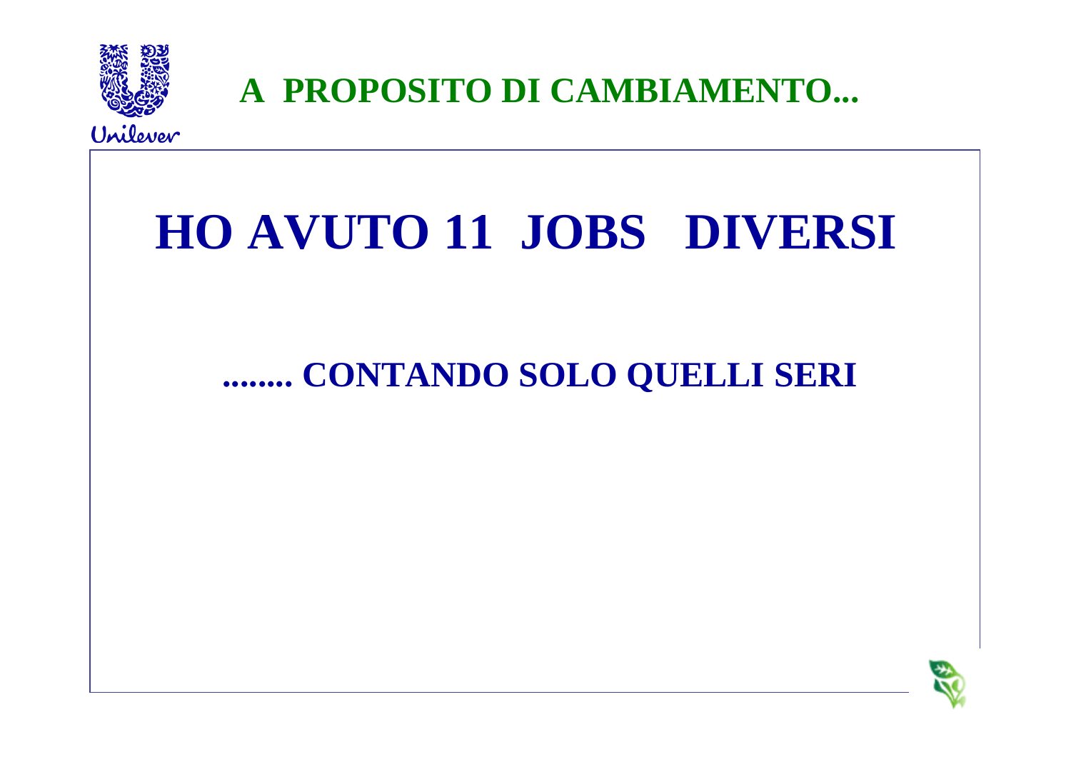## A PROPOSITO DI CAMBIAMENTO...

# HO AVUTO 11 JOBS DIVERSI

## ........ CONTANDO SOLO QUELLI SERI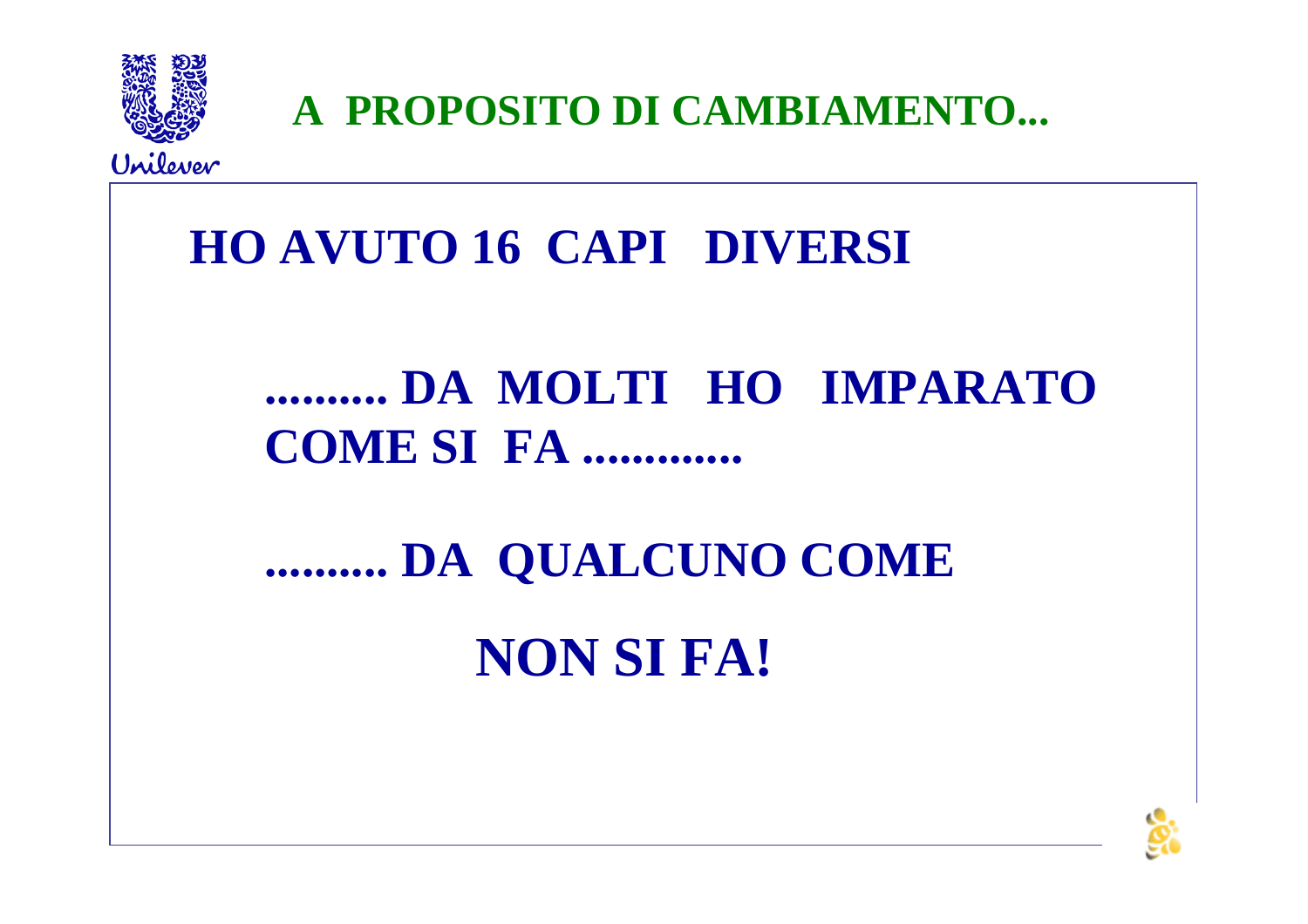# A PROPOSITO DI CAMBIAMENTO...

**HO AVUTO 16 CAPI DIVERSI**

**.......... DA MOLTI HO IMPARATO COME SI FA .............**

**.......... DA QUALCUNO COME**

**NON SI FA!**